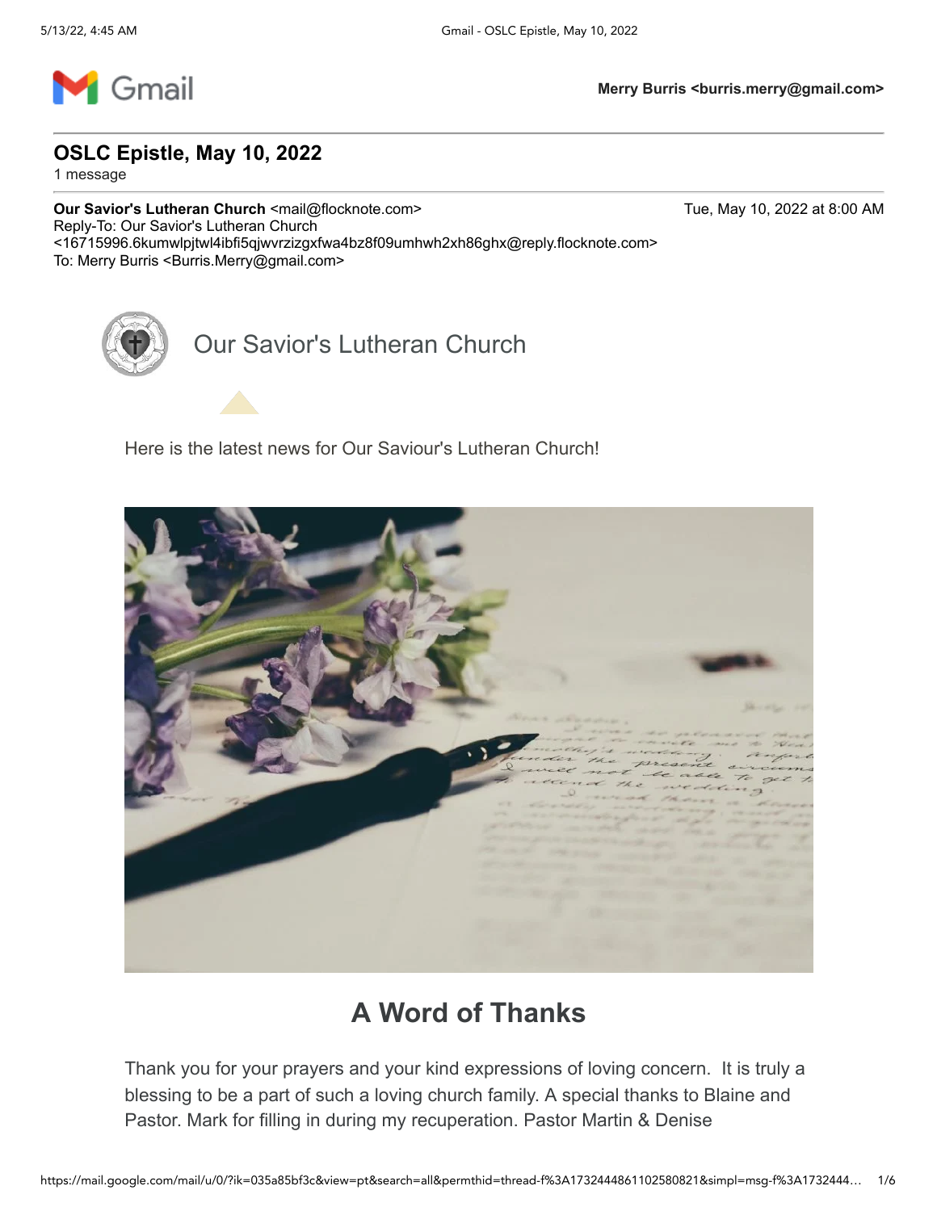Gmail

Merry Burris <burris.merry@gmail.com>

# OSLC Epistle, May 10, 2022

1 message

**Our Savior's Lutheran Church** <mail@flocknote.com> Tue, May 10, 2022 at 8:00 AM
Reply-To: Our Savior's Lutheran Church <16715996.6kumwlpjtwl4ibfi5qjwvrzizgxfwa4bz8f09umhwh2xh86ghx@reply.flocknote.com>
To: Merry Burris <Burris.Merry@gmail.com>

Our Savior's Lutheran Church

Here is the latest news for Our Saviour's Lutheran Church!

## A Word of Thanks

Thank you for your prayers and your kind expressions of loving concern. It is truly a blessing to be a part of such a loving church family. A special thanks to Blaine and Pastor. Mark for filling in during my recuperation. Pastor Martin & Denise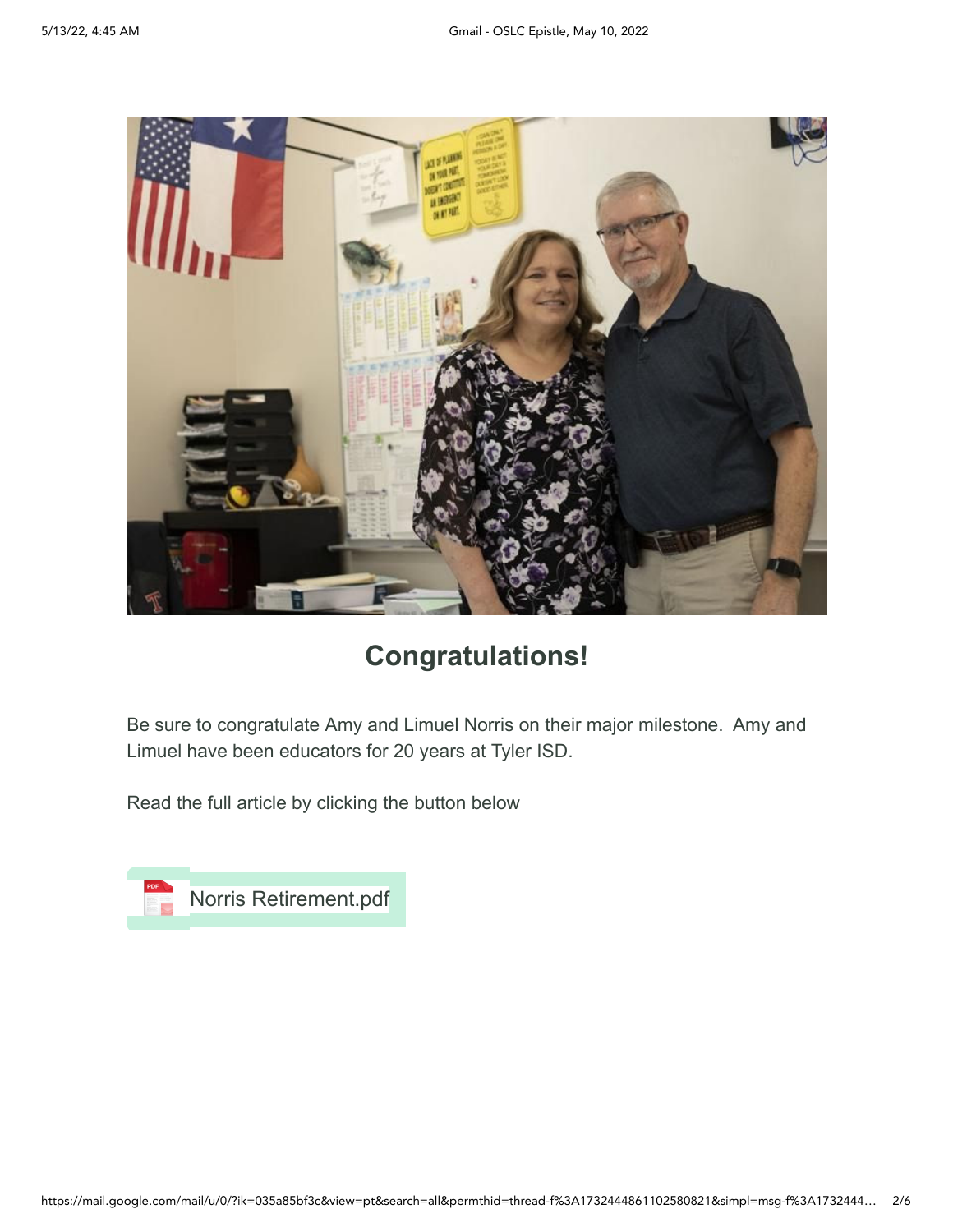## Congratulations!

Be sure to congratulate Amy and Limuel Norris on their major milestone. Amy and Limuel have been educators for 20 years at Tyler ISD.

Read the full article by clicking the button below

Norris Retirement.pdf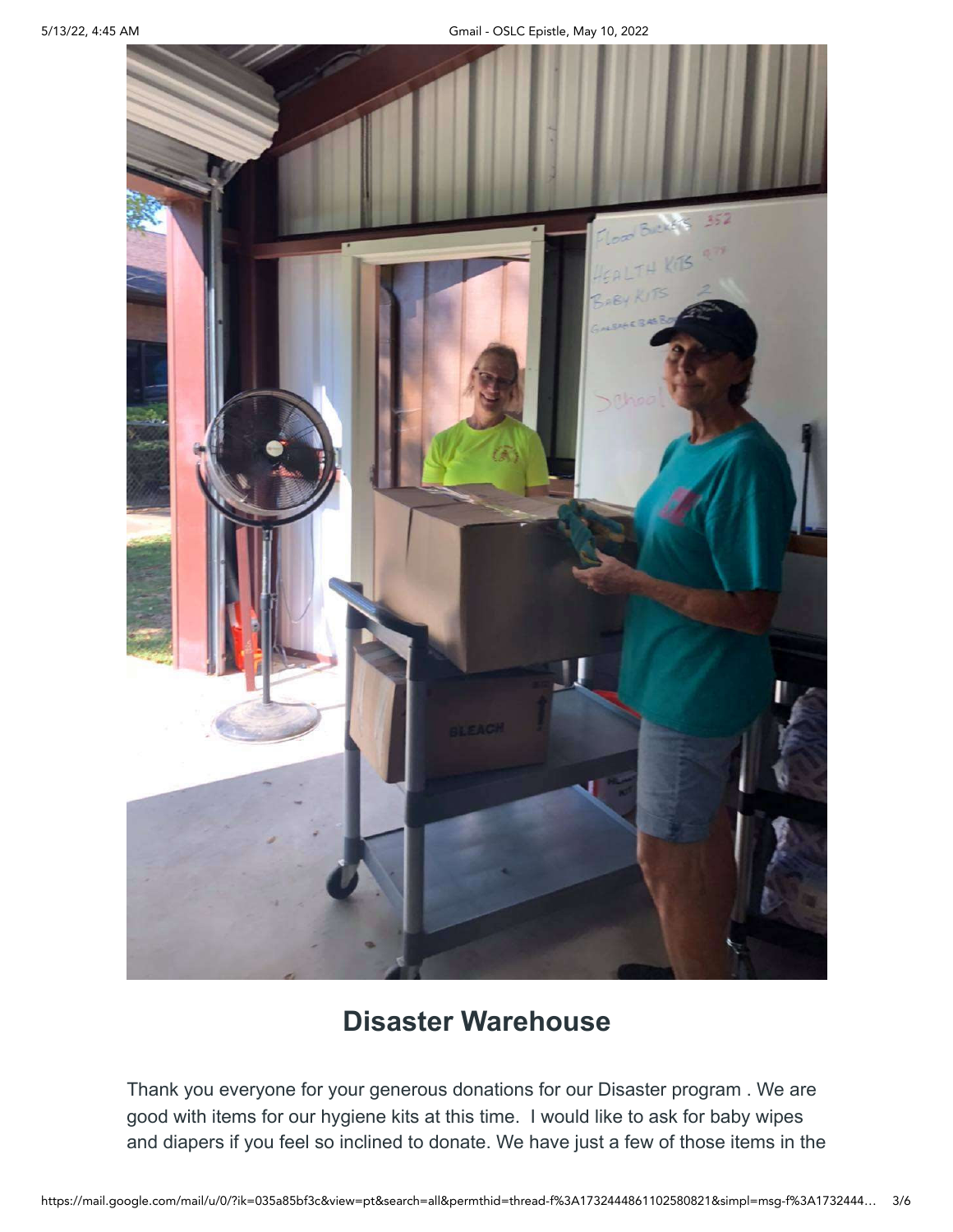## Disaster Warehouse

Thank you everyone for your generous donations for our Disaster program . We are good with items for our hygiene kits at this time. I would like to ask for baby wipes and diapers if you feel so inclined to donate. We have just a few of those items in the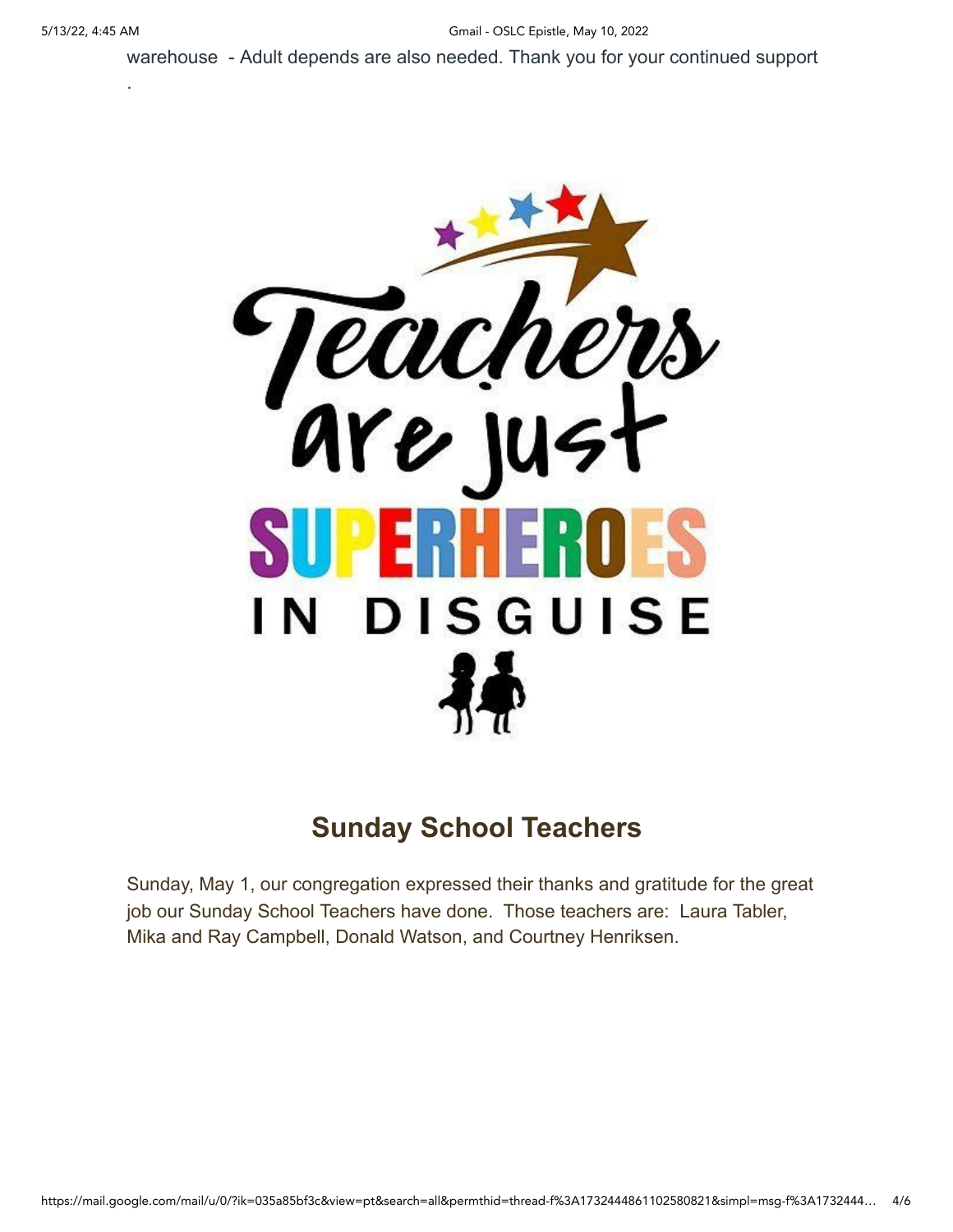warehouse - Adult depends are also needed. Thank you for your continued support

.

Teachers are just SUPERHEROES IN DISGUISE

## Sunday School Teachers

Sunday, May 1, our congregation expressed their thanks and gratitude for the great job our Sunday School Teachers have done. Those teachers are: Laura Tabler, Mika and Ray Campbell, Donald Watson, and Courtney Henriksen.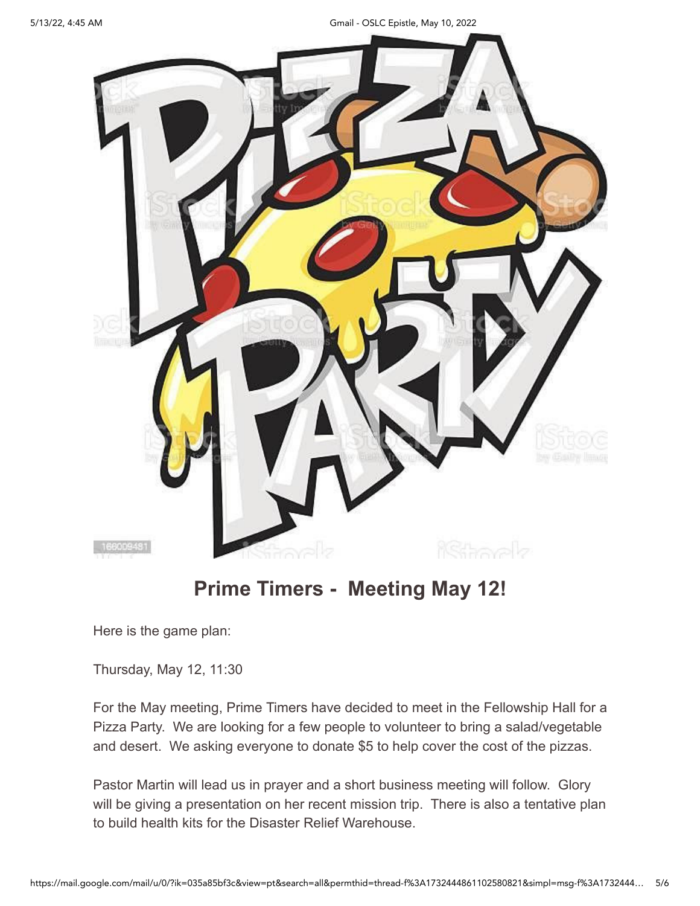## Prime Timers - Meeting May 12!

Here is the game plan:

Thursday, May 12, 11:30

For the May meeting, Prime Timers have decided to meet in the Fellowship Hall for a Pizza Party. We are looking for a few people to volunteer to bring a salad/vegetable and desert. We asking everyone to donate $5 to help cover the cost of the pizzas.

Pastor Martin will lead us in prayer and a short business meeting will follow. Glory will be giving a presentation on her recent mission trip. There is also a tentative plan to build health kits for the Disaster Relief Warehouse.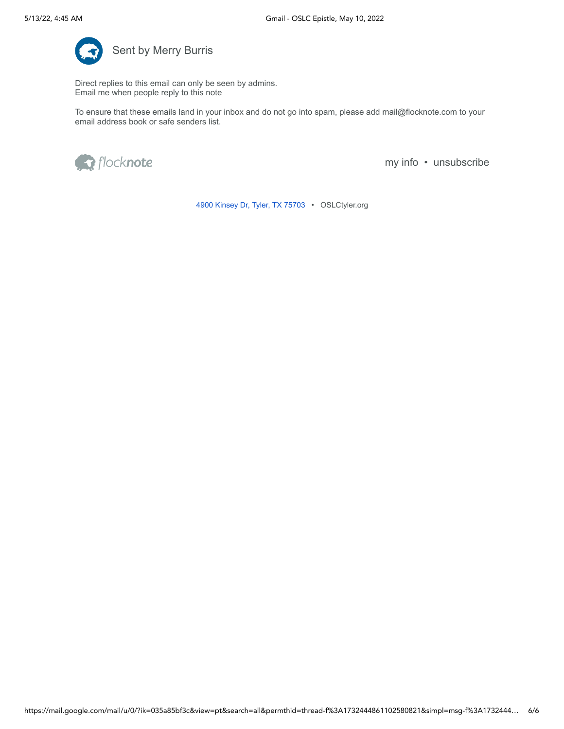Sent by Merry Burris

Direct replies to this email can only be seen by admins.
Email me when people reply to this note

To ensure that these emails land in your inbox and do not go into spam, please add mail@flocknote.com to your email address book or safe senders list.

flocknote

my info • unsubscribe

4900 Kinsey Dr, Tyler, TX 75703 • OSLCtyler.org